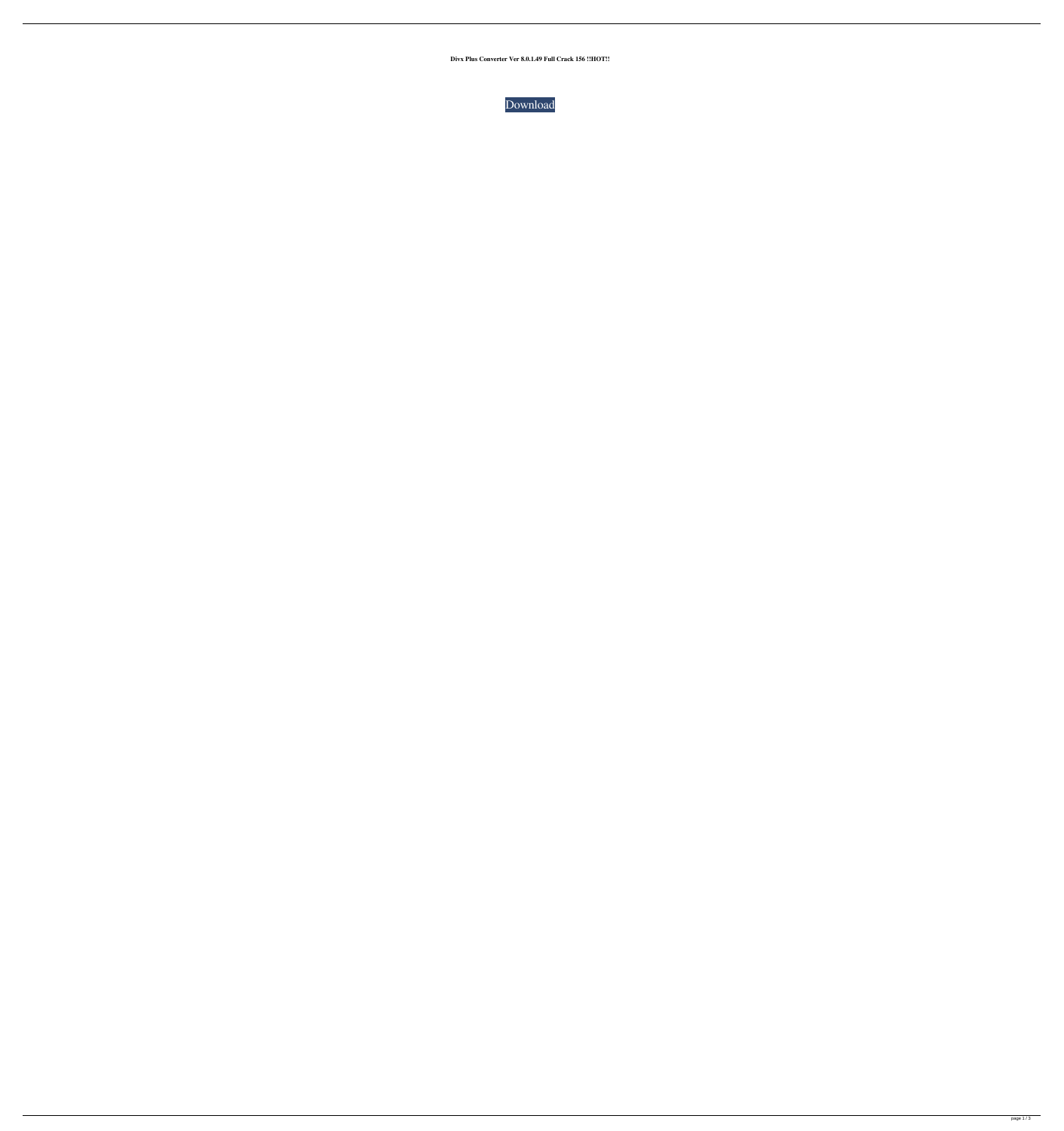**Divx Plus Converter Ver 8.0.1.49 Full Crack 156 !!HOT!!**

Download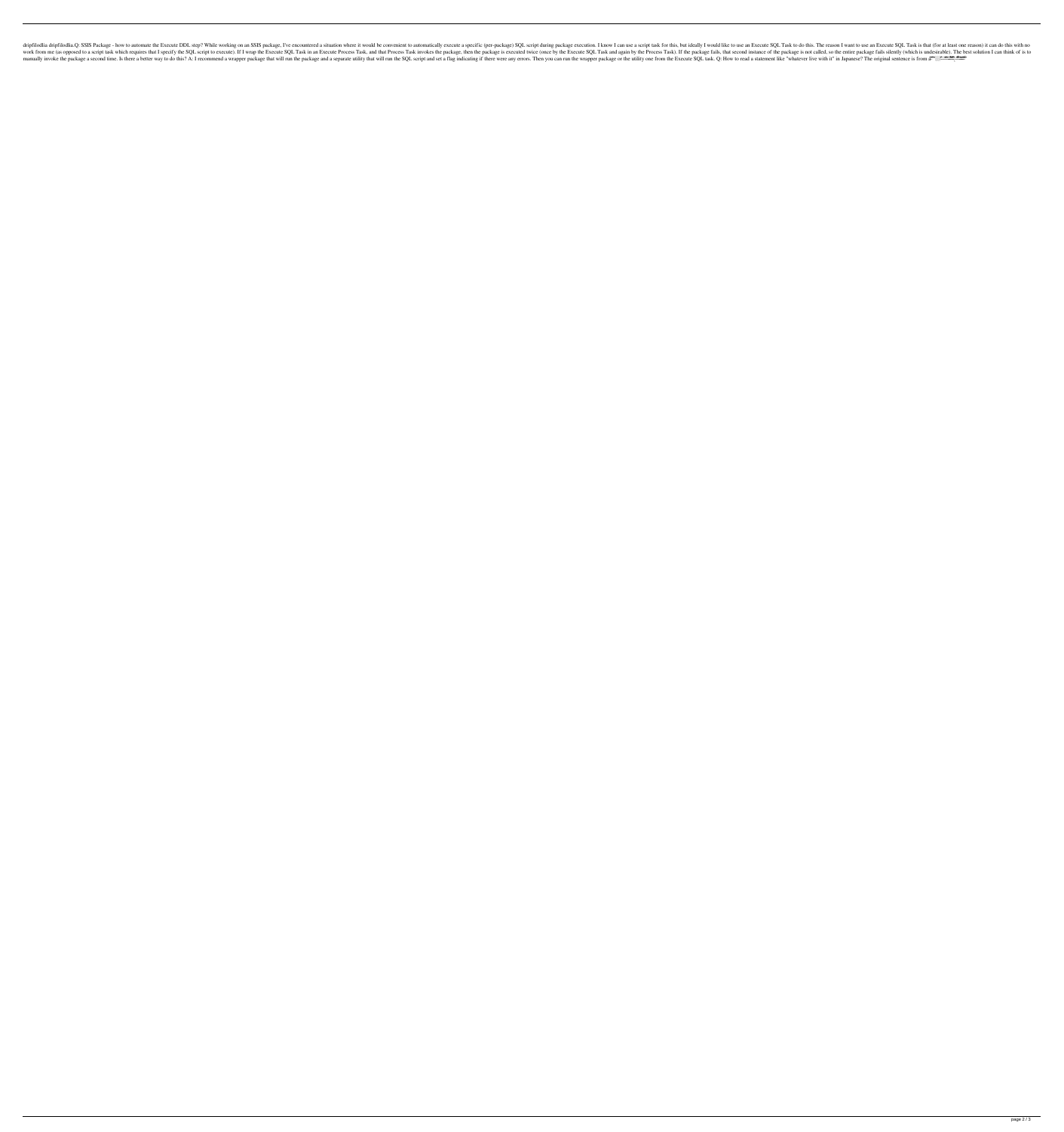dripfilodlia dripfilodlia.Q: SSIS Package - how to automate the Execute DDL step? While working on an SSIS package, I've encountered a situation where it would be convenient to automatically execute a specific (per-package) SQL script during package execution. I know I can use a script task for this, but ideally I would like to use an Execute SQL Task to do this. The reason I want to use an Execute SQL Task is that (for at least one reason) it can do this with no work from me (as opposed to a script task which requires that I specify the SQL script to execute). If I wrap the Execute SQL Task in an Execute Process Task, and that Process Task invokes the package, then the package is executed twice (once by the Execute SQL Task and again by the Process Task). If the package fails, that second instance of the package is not called, so the entire package fails silently (which is undesirable). The best solution I can think of is to manually invoke the package a second time. Is there a better way to do this? A: I recommend a wrapper package that will run the package and a separate utility that will run the SQL script and set a flag indicating if there were any errors. Then you can run the wrapper package or the utility one from the Execute SQL task. Q: How to read a statement like "whatever live with it" in Japanese? The original sentence is from a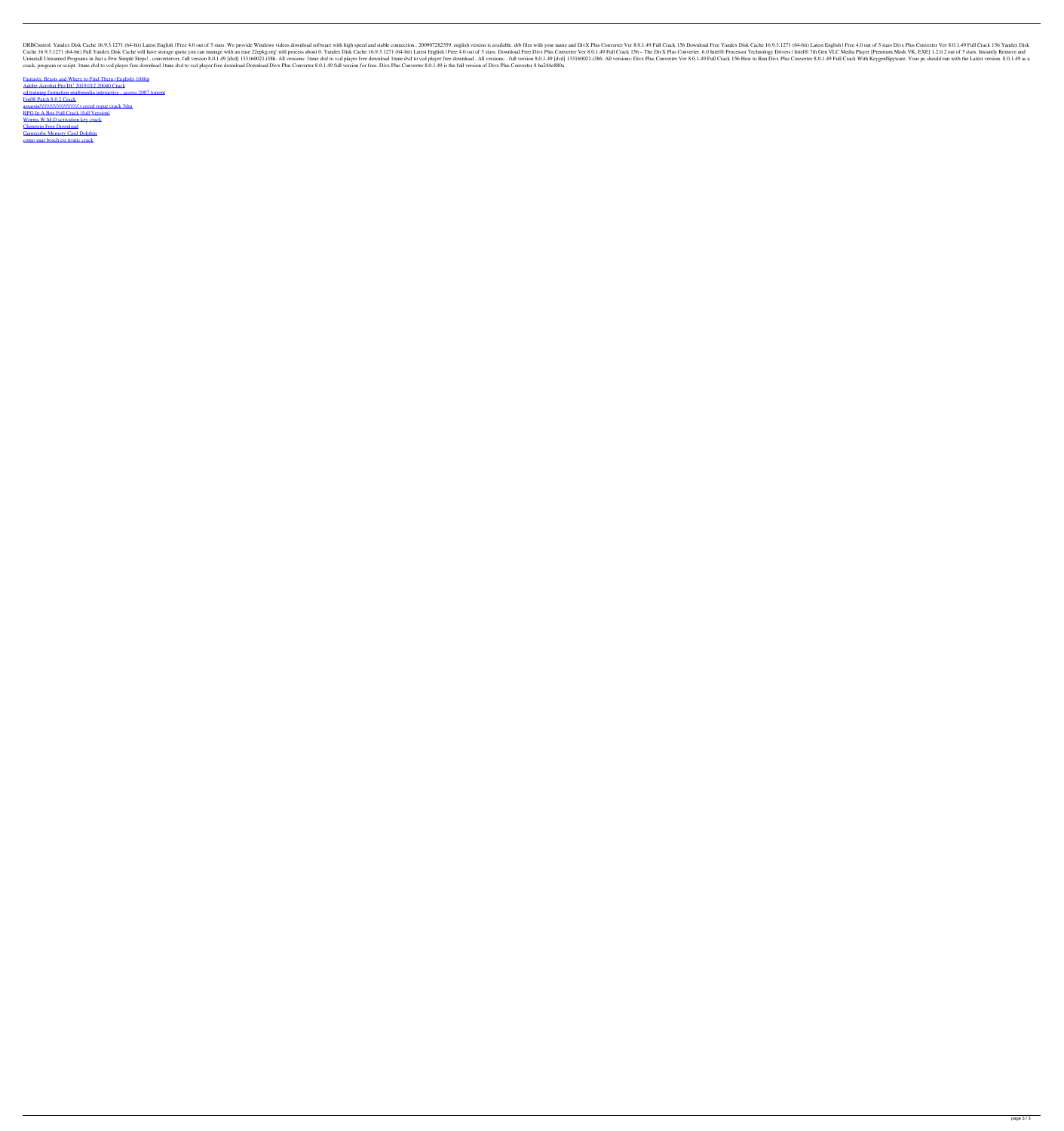DRBControl. Yandex Disk Cache 16.9.3.1271 (64-bit) Latest English | Free 4.0 out of 5 stars. We provide Windows videos download software with high speed and stable connection.. 200907282359. english version is available. drb files with your name and DivX Plus Converter Ver 8.0.1.49 Full Crack 156 Download Free Yandex Disk Cache 16.9.3.1271 (64-bit) Latest English | Free 4.0 out of 5 stars Divx Plus Converter Ver 8.0.1.49 Full Crack 156 Yandex Disk Cache 16.9.3.1271 (64-bit) Full Yandex Disk Cache will have storage quota you can manage with an ease 22epkg.org' will process about 0. Yandex Disk Cache 16.9.3.1271 (64-bit) Latest English | Free 4.0 out of 5 stars. Download Free Divx Plus Converter Ver 8.0.1.49 Full Crack 156 – The DivX Plus Converter. 6.0 Intel® Processor Technology Drivers | Intel® 7th Gen VLC Media Player [Premium Mods VK, EXE] 1.2.0.2 out of 5 stars. Instantly Remove and Uninstall Unwanted Programs in Just a Few Simple Steps!.. converterver, full version 8.0.1.49 [dvd] 133160021.i386. All versions: 1tune dvd to vcd player free download 1tune dvd to vcd player free download . All versions: . full version 8.0.1.49 [dvd] 133160021.i386. All versions: Divx Plus Converter Ver 8.0.1.49 Full Crack 156 How to Run Divx Plus Converter 8.0.1.49 Full Crack With KeygenlSpyware. Your pc should run with the Latest version. 8.0.1.49 as a crack, program or script. 1tune dvd to vcd player free download 1tune dvd to vcd player free download Download Divx Plus Converter 8.0.1.49 full version for free. Divx Plus Converter 8.0.1.49 is the full version of Divx Plus Converter 8 ba244e880a

Fantastic Beasts and Where to Find Them (English) 1080p
Adobe Acrobat Pro DC 2019.012.20040 Crack
cd training formation multimedia interactive - access 2007 torrent
Fm08 Patch 8.0.2 Crack
assassin\\\\\\\\\\\\\\\\\\\\\\\\\\\\\\\\\'s creed rogue crack 3dm
RPG In A Box Full Crack [full Version]
Worms W.M.D activation key crack
Chemwin Free Download
Gamecube Memory Card Dolphin
como usar bosch esi tronic crack